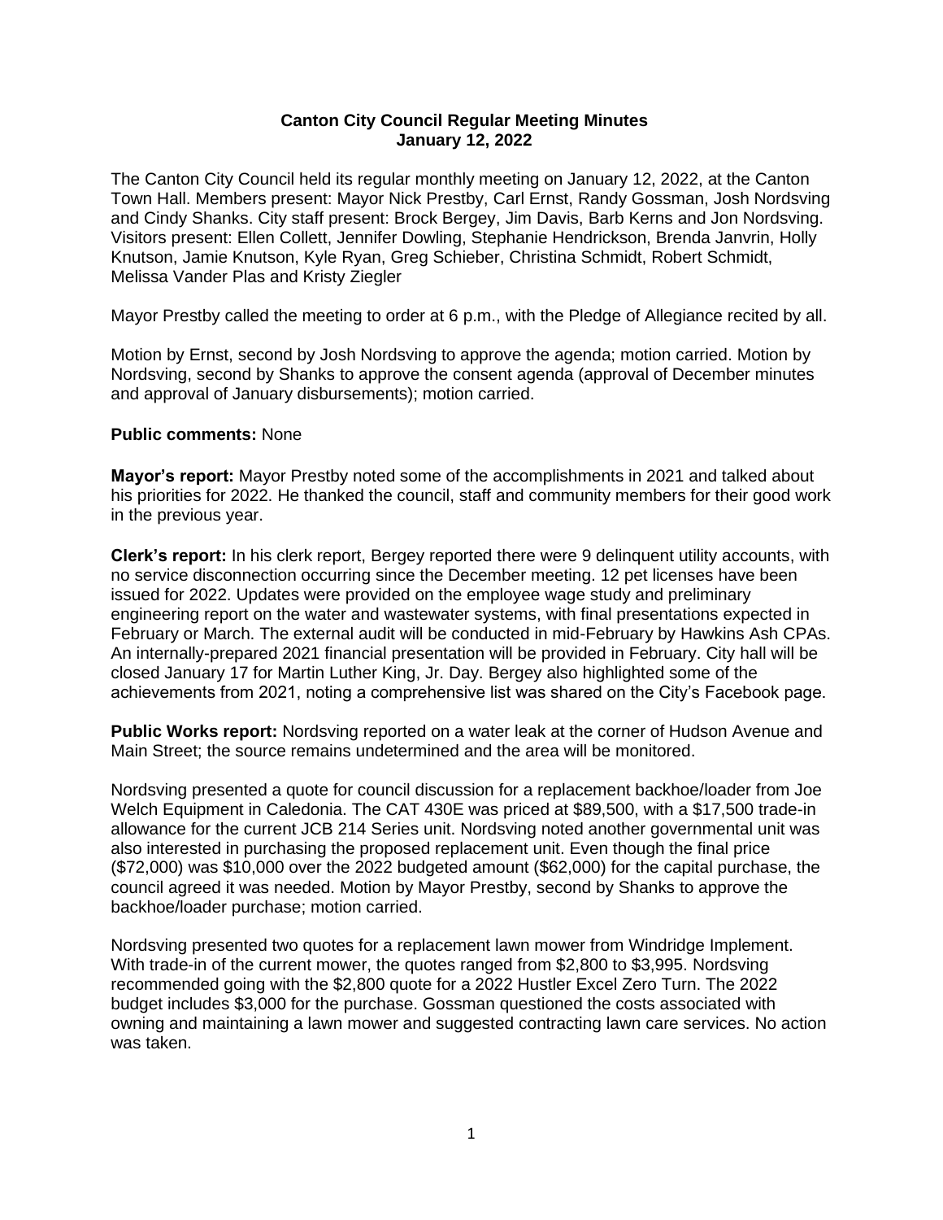**Canton City Council Regular Meeting Minutes**
**January 12, 2022**

The Canton City Council held its regular monthly meeting on January 12, 2022, at the Canton Town Hall. Members present: Mayor Nick Prestby, Carl Ernst, Randy Gossman, Josh Nordsving and Cindy Shanks. City staff present: Brock Bergey, Jim Davis, Barb Kerns and Jon Nordsving. Visitors present: Ellen Collett, Jennifer Dowling, Stephanie Hendrickson, Brenda Janvrin, Holly Knutson, Jamie Knutson, Kyle Ryan, Greg Schieber, Christina Schmidt, Robert Schmidt, Melissa Vander Plas and Kristy Ziegler

Mayor Prestby called the meeting to order at 6 p.m., with the Pledge of Allegiance recited by all.

Motion by Ernst, second by Josh Nordsving to approve the agenda; motion carried. Motion by Nordsving, second by Shanks to approve the consent agenda (approval of December minutes and approval of January disbursements); motion carried.

**Public comments:** None

**Mayor's report:** Mayor Prestby noted some of the accomplishments in 2021 and talked about his priorities for 2022. He thanked the council, staff and community members for their good work in the previous year.

**Clerk's report:** In his clerk report, Bergey reported there were 9 delinquent utility accounts, with no service disconnection occurring since the December meeting. 12 pet licenses have been issued for 2022. Updates were provided on the employee wage study and preliminary engineering report on the water and wastewater systems, with final presentations expected in February or March. The external audit will be conducted in mid-February by Hawkins Ash CPAs. An internally-prepared 2021 financial presentation will be provided in February. City hall will be closed January 17 for Martin Luther King, Jr. Day. Bergey also highlighted some of the achievements from 2021, noting a comprehensive list was shared on the City's Facebook page.

**Public Works report:** Nordsving reported on a water leak at the corner of Hudson Avenue and Main Street; the source remains undetermined and the area will be monitored.

Nordsving presented a quote for council discussion for a replacement backhoe/loader from Joe Welch Equipment in Caledonia. The CAT 430E was priced at $89,500, with a $17,500 trade-in allowance for the current JCB 214 Series unit. Nordsving noted another governmental unit was also interested in purchasing the proposed replacement unit. Even though the final price ($72,000) was $10,000 over the 2022 budgeted amount ($62,000) for the capital purchase, the council agreed it was needed. Motion by Mayor Prestby, second by Shanks to approve the backhoe/loader purchase; motion carried.

Nordsving presented two quotes for a replacement lawn mower from Windridge Implement. With trade-in of the current mower, the quotes ranged from $2,800 to $3,995. Nordsving recommended going with the $2,800 quote for a 2022 Hustler Excel Zero Turn. The 2022 budget includes $3,000 for the purchase. Gossman questioned the costs associated with owning and maintaining a lawn mower and suggested contracting lawn care services. No action was taken.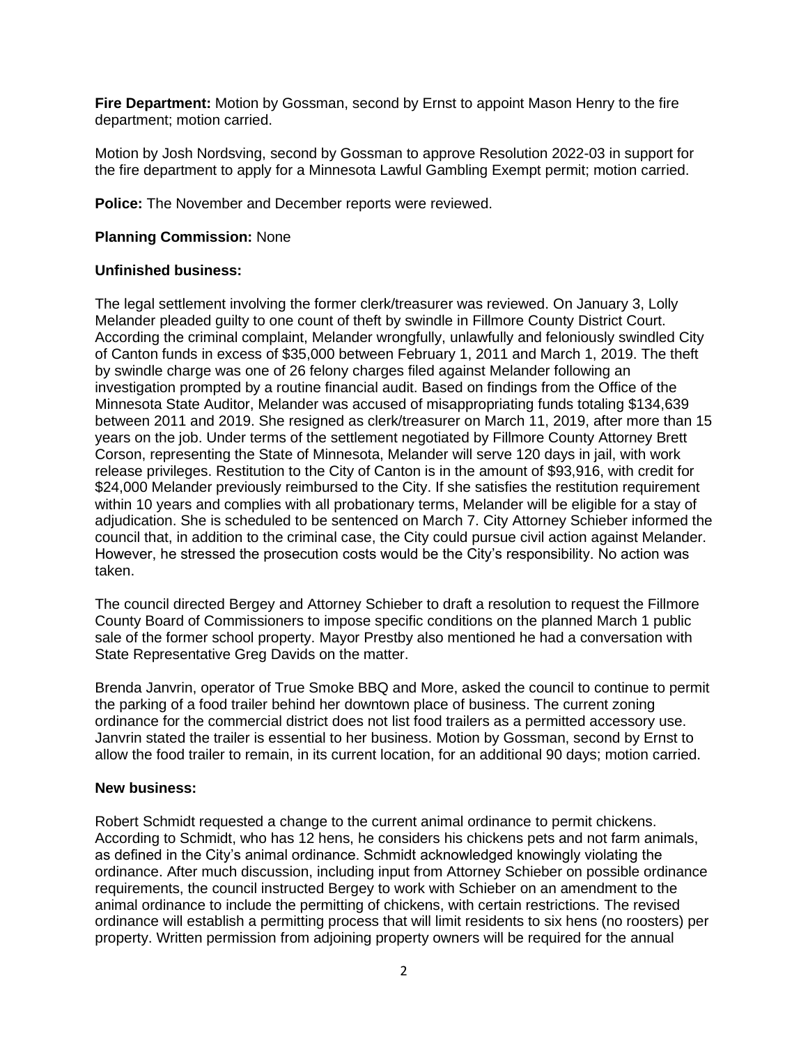**Fire Department:** Motion by Gossman, second by Ernst to appoint Mason Henry to the fire department; motion carried.

Motion by Josh Nordsving, second by Gossman to approve Resolution 2022-03 in support for the fire department to apply for a Minnesota Lawful Gambling Exempt permit; motion carried.

**Police:** The November and December reports were reviewed.

**Planning Commission:** None

**Unfinished business:**

The legal settlement involving the former clerk/treasurer was reviewed. On January 3, Lolly Melander pleaded guilty to one count of theft by swindle in Fillmore County District Court. According the criminal complaint, Melander wrongfully, unlawfully and feloniously swindled City of Canton funds in excess of $35,000 between February 1, 2011 and March 1, 2019. The theft by swindle charge was one of 26 felony charges filed against Melander following an investigation prompted by a routine financial audit. Based on findings from the Office of the Minnesota State Auditor, Melander was accused of misappropriating funds totaling $134,639 between 2011 and 2019. She resigned as clerk/treasurer on March 11, 2019, after more than 15 years on the job. Under terms of the settlement negotiated by Fillmore County Attorney Brett Corson, representing the State of Minnesota, Melander will serve 120 days in jail, with work release privileges. Restitution to the City of Canton is in the amount of $93,916, with credit for $24,000 Melander previously reimbursed to the City. If she satisfies the restitution requirement within 10 years and complies with all probationary terms, Melander will be eligible for a stay of adjudication. She is scheduled to be sentenced on March 7. City Attorney Schieber informed the council that, in addition to the criminal case, the City could pursue civil action against Melander. However, he stressed the prosecution costs would be the City's responsibility. No action was taken.

The council directed Bergey and Attorney Schieber to draft a resolution to request the Fillmore County Board of Commissioners to impose specific conditions on the planned March 1 public sale of the former school property. Mayor Prestby also mentioned he had a conversation with State Representative Greg Davids on the matter.

Brenda Janvrin, operator of True Smoke BBQ and More, asked the council to continue to permit the parking of a food trailer behind her downtown place of business. The current zoning ordinance for the commercial district does not list food trailers as a permitted accessory use. Janvrin stated the trailer is essential to her business. Motion by Gossman, second by Ernst to allow the food trailer to remain, in its current location, for an additional 90 days; motion carried.

**New business:**

Robert Schmidt requested a change to the current animal ordinance to permit chickens. According to Schmidt, who has 12 hens, he considers his chickens pets and not farm animals, as defined in the City's animal ordinance. Schmidt acknowledged knowingly violating the ordinance. After much discussion, including input from Attorney Schieber on possible ordinance requirements, the council instructed Bergey to work with Schieber on an amendment to the animal ordinance to include the permitting of chickens, with certain restrictions. The revised ordinance will establish a permitting process that will limit residents to six hens (no roosters) per property. Written permission from adjoining property owners will be required for the annual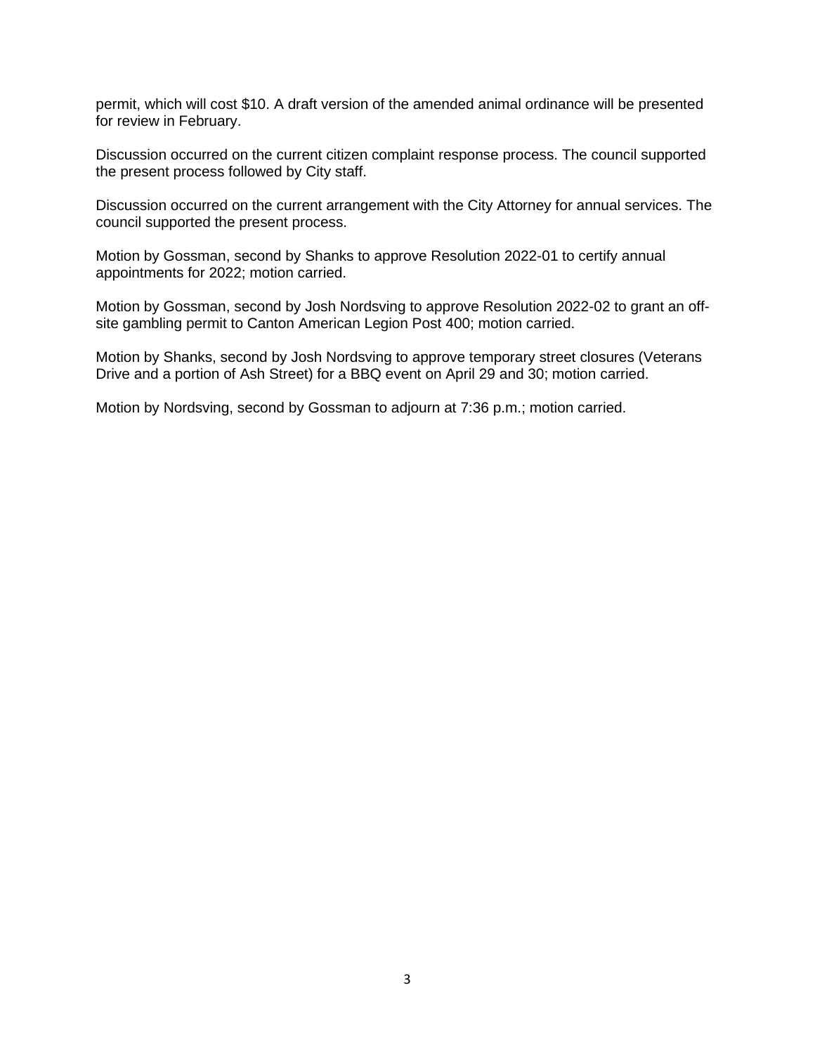permit, which will cost $10. A draft version of the amended animal ordinance will be presented for review in February.

Discussion occurred on the current citizen complaint response process. The council supported the present process followed by City staff.

Discussion occurred on the current arrangement with the City Attorney for annual services. The council supported the present process.

Motion by Gossman, second by Shanks to approve Resolution 2022-01 to certify annual appointments for 2022; motion carried.

Motion by Gossman, second by Josh Nordsving to approve Resolution 2022-02 to grant an off-site gambling permit to Canton American Legion Post 400; motion carried.

Motion by Shanks, second by Josh Nordsving to approve temporary street closures (Veterans Drive and a portion of Ash Street) for a BBQ event on April 29 and 30; motion carried.

Motion by Nordsving, second by Gossman to adjourn at 7:36 p.m.; motion carried.